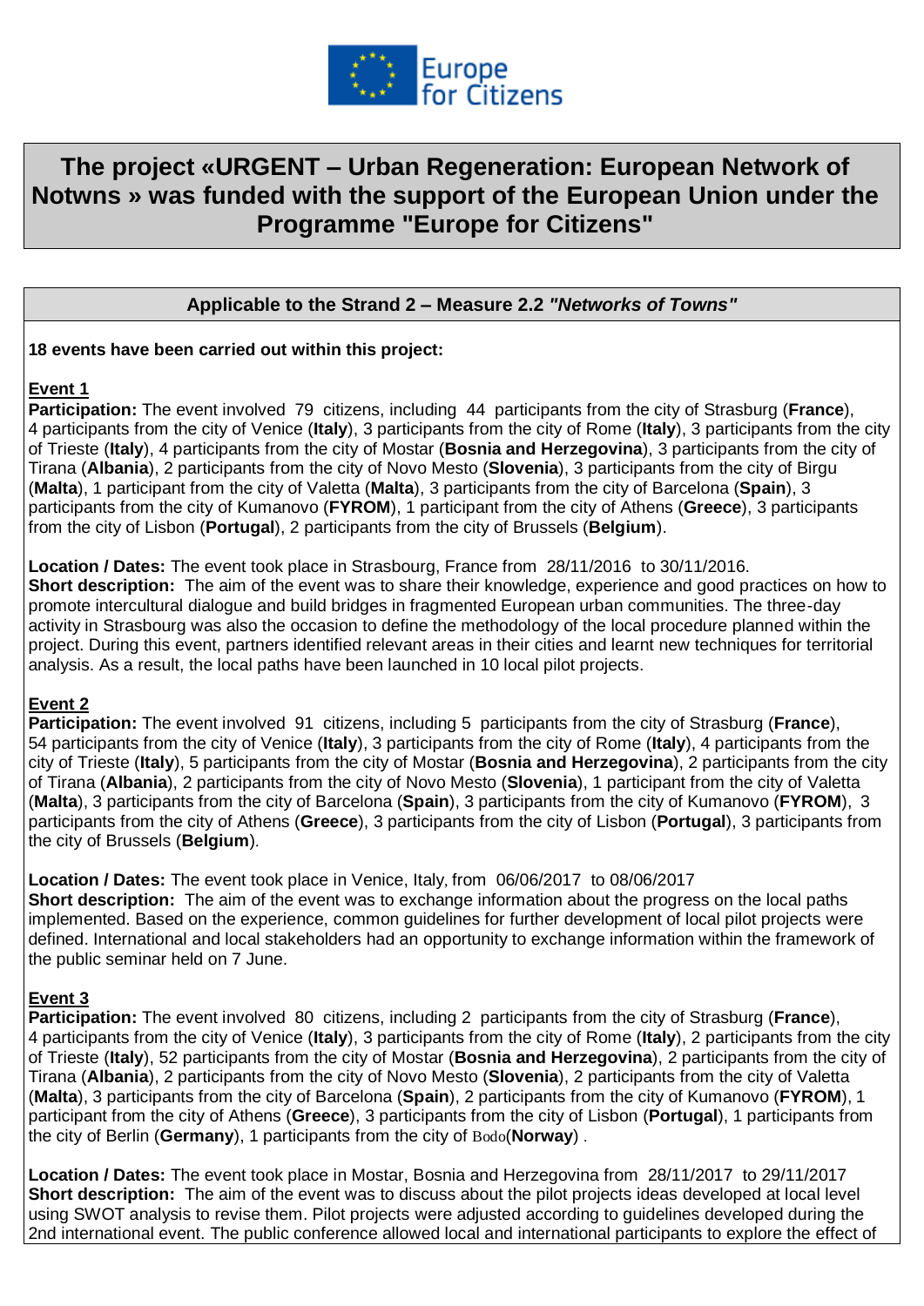Europe for Citizens

# The project «URGENT – Urban Regeneration: European Network of Notwns » was funded with the support of the European Union under the Programme "Europe for Citizens"

## Applicable to the Strand 2 – Measure 2.2 *"Networks of Towns"*

**18 events have been carried out within this project:**

### Event 1

**Participation:** The event involved 79 citizens, including 44 participants from the city of Strasburg (**France**), 4 participants from the city of Venice (**Italy**), 3 participants from the city of Rome (**Italy**), 3 participants from the city of Trieste (**Italy**), 4 participants from the city of Mostar (**Bosnia and Herzegovina**), 3 participants from the city of Tirana (**Albania**), 2 participants from the city of Novo Mesto (**Slovenia**), 3 participants from the city of Birgu (**Malta**), 1 participant from the city of Valetta (**Malta**), 3 participants from the city of Barcelona (**Spain**), 3 participants from the city of Kumanovo (**FYROM**), 1 participant from the city of Athens (**Greece**), 3 participants from the city of Lisbon (**Portugal**), 2 participants from the city of Brussels (**Belgium**).

**Location / Dates:** The event took place in Strasbourg, France from 28/11/2016 to 30/11/2016.
**Short description:** The aim of the event was to share their knowledge, experience and good practices on how to promote intercultural dialogue and build bridges in fragmented European urban communities. The three-day activity in Strasbourg was also the occasion to define the methodology of the local procedure planned within the project. During this event, partners identified relevant areas in their cities and learnt new techniques for territorial analysis. As a result, the local paths have been launched in 10 local pilot projects.

### Event 2

**Participation:** The event involved 91 citizens, including 5 participants from the city of Strasburg (**France**), 54 participants from the city of Venice (**Italy**), 3 participants from the city of Rome (**Italy**), 4 participants from the city of Trieste (**Italy**), 5 participants from the city of Mostar (**Bosnia and Herzegovina**), 2 participants from the city of Tirana (**Albania**), 2 participants from the city of Novo Mesto (**Slovenia**), 1 participant from the city of Valetta (**Malta**), 3 participants from the city of Barcelona (**Spain**), 3 participants from the city of Kumanovo (**FYROM**), 3 participants from the city of Athens (**Greece**), 3 participants from the city of Lisbon (**Portugal**), 3 participants from the city of Brussels (**Belgium**).

**Location / Dates:** The event took place in Venice, Italy, from 06/06/2017 to 08/06/2017
**Short description:** The aim of the event was to exchange information about the progress on the local paths implemented. Based on the experience, common guidelines for further development of local pilot projects were defined. International and local stakeholders had an opportunity to exchange information within the framework of the public seminar held on 7 June.

### Event 3

**Participation:** The event involved 80 citizens, including 2 participants from the city of Strasburg (**France**), 4 participants from the city of Venice (**Italy**), 3 participants from the city of Rome (**Italy**), 2 participants from the city of Trieste (**Italy**), 52 participants from the city of Mostar (**Bosnia and Herzegovina**), 2 participants from the city of Tirana (**Albania**), 2 participants from the city of Novo Mesto (**Slovenia**), 2 participants from the city of Valetta (**Malta**), 3 participants from the city of Barcelona (**Spain**), 2 participants from the city of Kumanovo (**FYROM**), 1 participant from the city of Athens (**Greece**), 3 participants from the city of Lisbon (**Portugal**), 1 participant from the city of Berlin (**Germany**), 1 participants from the city of Bodo(**Norway**) .

**Location / Dates:** The event took place in Mostar, Bosnia and Herzegovina from 28/11/2017 to 29/11/2017
**Short description:** The aim of the event was to discuss about the pilot projects ideas developed at local level using SWOT analysis to revise them. Pilot projects were adjusted according to guidelines developed during the 2nd international event. The public conference allowed local and international participants to explore the effect of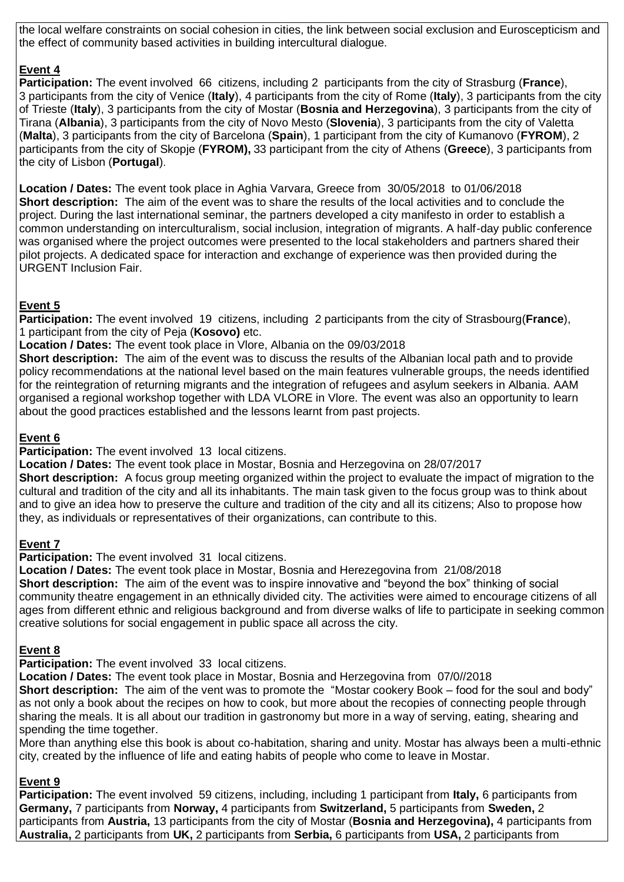the local welfare constraints on social cohesion in cities, the link between social exclusion and Euroscepticism and the effect of community based activities in building intercultural dialogue.

## Event 4

**Participation:** The event involved 66 citizens, including 2 participants from the city of Strasburg (**France**), 3 participants from the city of Venice (**Italy**), 4 participants from the city of Rome (**Italy**), 3 participants from the city of Trieste (**Italy**), 3 participants from the city of Mostar (**Bosnia and Herzegovina**), 3 participants from the city of Tirana (**Albania**), 3 participants from the city of Novo Mesto (**Slovenia**), 3 participants from the city of Valetta (**Malta**), 3 participants from the city of Barcelona (**Spain**), 1 participant from the city of Kumanovo (**FYROM**), 2 participants from the city of Skopje (**FYROM),** 33 participant from the city of Athens (**Greece**), 3 participants from the city of Lisbon (**Portugal**).

**Location / Dates:** The event took place in Aghia Varvara, Greece from 30/05/2018 to 01/06/2018
**Short description:** The aim of the event was to share the results of the local activities and to conclude the project. During the last international seminar, the partners developed a city manifesto in order to establish a common understanding on interculturalism, social inclusion, integration of migrants. A half-day public conference was organised where the project outcomes were presented to the local stakeholders and partners shared their pilot projects. A dedicated space for interaction and exchange of experience was then provided during the URGENT Inclusion Fair.

## Event 5

**Participation:** The event involved 19 citizens, including 2 participants from the city of Strasbourg(**France**), 1 participant from the city of Peja (**Kosovo)** etc.
**Location / Dates:** The event took place in Vlore, Albania on the 09/03/2018
**Short description:** The aim of the event was to discuss the results of the Albanian local path and to provide policy recommendations at the national level based on the main features vulnerable groups, the needs identified for the reintegration of returning migrants and the integration of refugees and asylum seekers in Albania. AAM organised a regional workshop together with LDA VLORE in Vlore. The event was also an opportunity to learn about the good practices established and the lessons learnt from past projects.

## Event 6

**Participation:** The event involved 13 local citizens.
**Location / Dates:** The event took place in Mostar, Bosnia and Herzegovina on 28/07/2017
**Short description:** A focus group meeting organized within the project to evaluate the impact of migration to the cultural and tradition of the city and all its inhabitants. The main task given to the focus group was to think about and to give an idea how to preserve the culture and tradition of the city and all its citizens; Also to propose how they, as individuals or representatives of their organizations, can contribute to this.

## Event 7

**Participation:** The event involved 31 local citizens.
**Location / Dates:** The event took place in Mostar, Bosnia and Herezegovina from 21/08/2018
**Short description:** The aim of the event was to inspire innovative and "beyond the box" thinking of social community theatre engagement in an ethnically divided city. The activities were aimed to encourage citizens of all ages from different ethnic and religious background and from diverse walks of life to participate in seeking common creative solutions for social engagement in public space all across the city.

## Event 8

**Participation:** The event involved 33 local citizens.
**Location / Dates:** The event took place in Mostar, Bosnia and Herzegovina from 07/0//2018
**Short description:** The aim of the vent was to promote the "Mostar cookery Book – food for the soul and body" as not only a book about the recipes on how to cook, but more about the recopies of connecting people through sharing the meals. It is all about our tradition in gastronomy but more in a way of serving, eating, shearing and spending the time together.
More than anything else this book is about co-habitation, sharing and unity. Mostar has always been a multi-ethnic city, created by the influence of life and eating habits of people who come to leave in Mostar.

## Event 9

**Participation:** The event involved 59 citizens, including, including 1 participant from **Italy,** 6 participants from **Germany,** 7 participants from **Norway,** 4 participants from **Switzerland,** 5 participants from **Sweden,** 2 participants from **Austria,** 13 participants from the city of Mostar (**Bosnia and Herzegovina),** 4 participants from **Australia,** 2 participants from **UK,** 2 participants from **Serbia,** 6 participants from **USA,** 2 participants from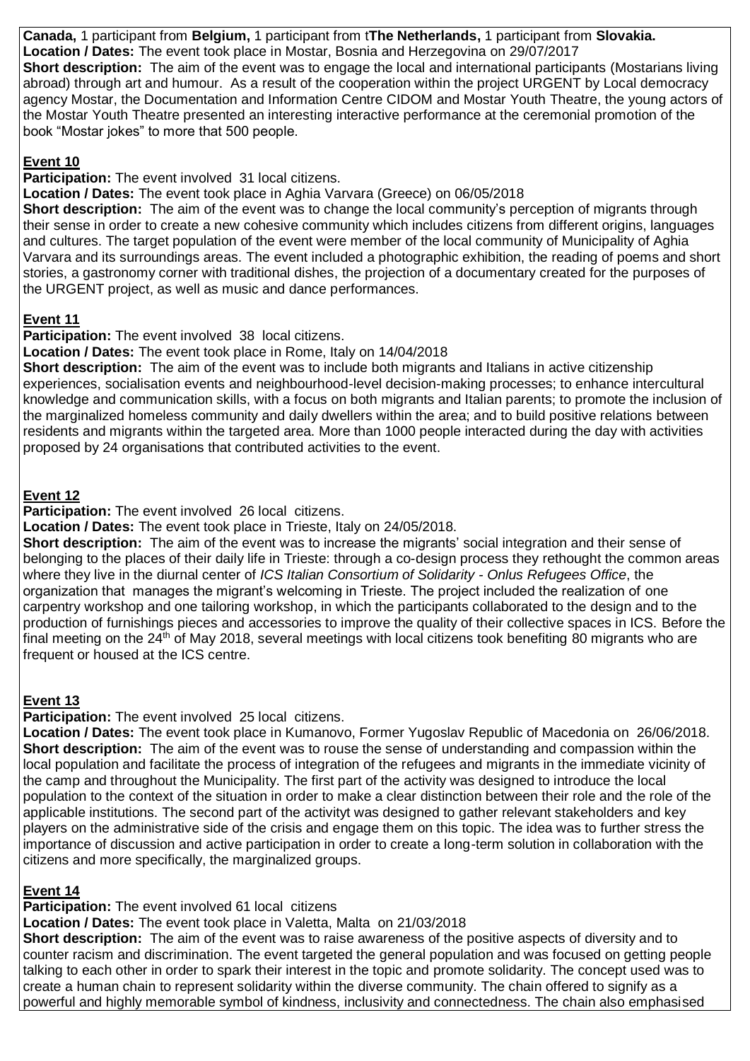**Canada,** 1 participant from **Belgium,** 1 participant from t**The Netherlands,** 1 participant from **Slovakia.**
**Location / Dates:** The event took place in Mostar, Bosnia and Herzegovina on 29/07/2017
**Short description:** The aim of the event was to engage the local and international participants (Mostarians living abroad) through art and humour. As a result of the cooperation within the project URGENT by Local democracy agency Mostar, the Documentation and Information Centre CIDOM and Mostar Youth Theatre, the young actors of the Mostar Youth Theatre presented an interesting interactive performance at the ceremonial promotion of the book "Mostar jokes" to more that 500 people.

## Event 10

**Participation:** The event involved 31 local citizens.
**Location / Dates:** The event took place in Aghia Varvara (Greece) on 06/05/2018
**Short description:** The aim of the event was to change the local community's perception of migrants through their sense in order to create a new cohesive community which includes citizens from different origins, languages and cultures. The target population of the event were member of the local community of Municipality of Aghia Varvara and its surroundings areas. The event included a photographic exhibition, the reading of poems and short stories, a gastronomy corner with traditional dishes, the projection of a documentary created for the purposes of the URGENT project, as well as music and dance performances.

## Event 11

**Participation:** The event involved 38 local citizens.
**Location / Dates:** The event took place in Rome, Italy on 14/04/2018
**Short description:** The aim of the event was to include both migrants and Italians in active citizenship experiences, socialisation events and neighbourhood-level decision-making processes; to enhance intercultural knowledge and communication skills, with a focus on both migrants and Italian parents; to promote the inclusion of the marginalized homeless community and daily dwellers within the area; and to build positive relations between residents and migrants within the targeted area. More than 1000 people interacted during the day with activities proposed by 24 organisations that contributed activities to the event.

## Event 12

**Participation:** The event involved 26 local citizens.
**Location / Dates:** The event took place in Trieste, Italy on 24/05/2018.
**Short description:** The aim of the event was to increase the migrants' social integration and their sense of belonging to the places of their daily life in Trieste: through a co-design process they rethought the common areas where they live in the diurnal center of *ICS Italian Consortium of Solidarity - Onlus Refugees Office*, the organization that manages the migrant's welcoming in Trieste. The project included the realization of one carpentry workshop and one tailoring workshop, in which the participants collaborated to the design and to the production of furnishings pieces and accessories to improve the quality of their collective spaces in ICS. Before the final meeting on the 24th of May 2018, several meetings with local citizens took benefiting 80 migrants who are frequent or housed at the ICS centre.

## Event 13

**Participation:** The event involved 25 local citizens.
**Location / Dates:** The event took place in Kumanovo, Former Yugoslav Republic of Macedonia on 26/06/2018.
**Short description:** The aim of the event was to rouse the sense of understanding and compassion within the local population and facilitate the process of integration of the refugees and migrants in the immediate vicinity of the camp and throughout the Municipality. The first part of the activity was designed to introduce the local population to the context of the situation in order to make a clear distinction between their role and the role of the applicable institutions. The second part of the activityt was designed to gather relevant stakeholders and key players on the administrative side of the crisis and engage them on this topic. The idea was to further stress the importance of discussion and active participation in order to create a long-term solution in collaboration with the citizens and more specifically, the marginalized groups.

## Event 14

**Participation:** The event involved 61 local citizens
**Location / Dates:** The event took place in Valetta, Malta on 21/03/2018
**Short description:** The aim of the event was to raise awareness of the positive aspects of diversity and to counter racism and discrimination. The event targeted the general population and was focused on getting people talking to each other in order to spark their interest in the topic and promote solidarity. The concept used was to create a human chain to represent solidarity within the diverse community. The chain offered to signify as a powerful and highly memorable symbol of kindness, inclusivity and connectedness. The chain also emphasised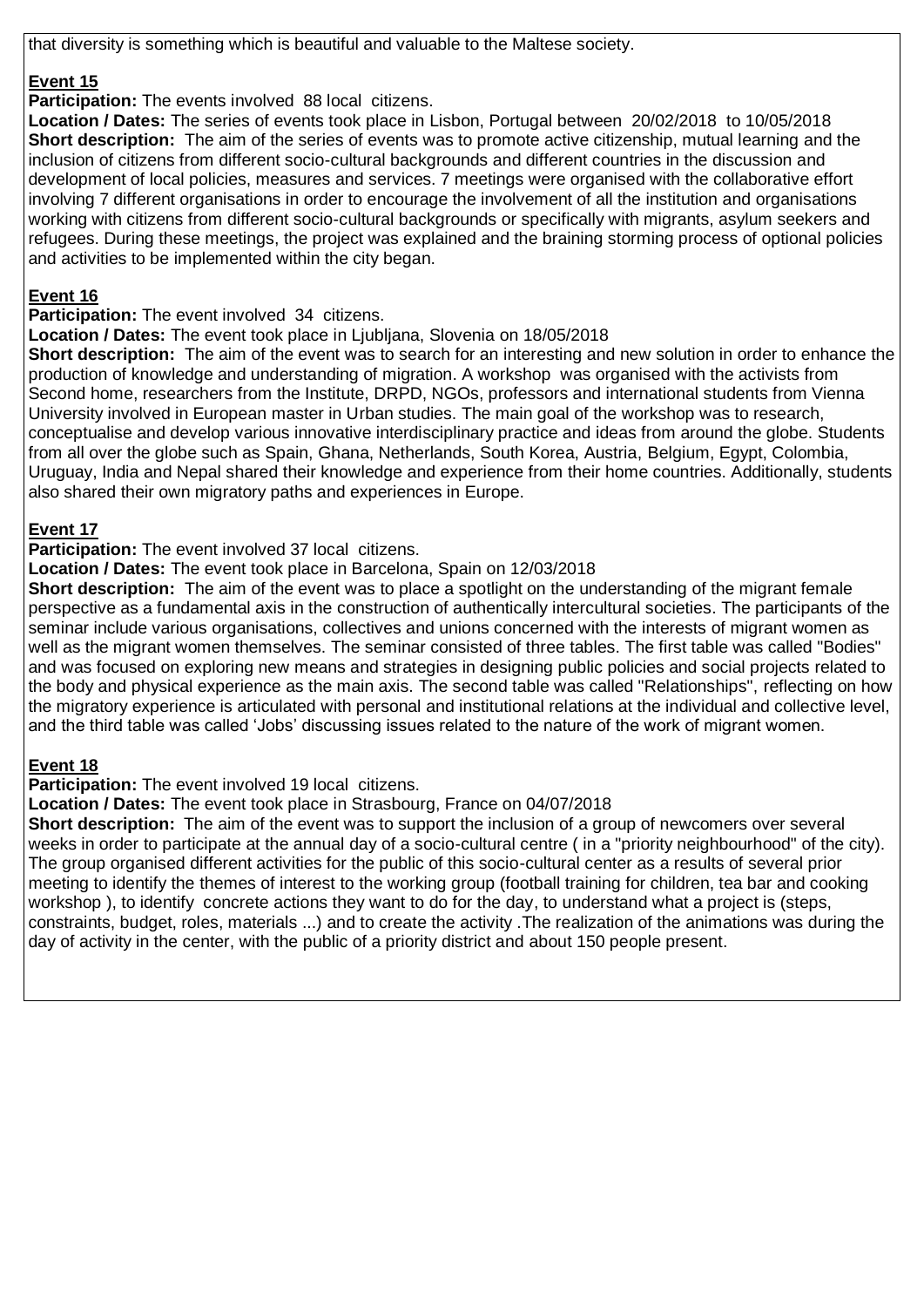that diversity is something which is beautiful and valuable to the Maltese society.

**Event 15**

**Participation:** The events involved 88 local citizens.

**Location / Dates:** The series of events took place in Lisbon, Portugal between 20/02/2018 to 10/05/2018

**Short description:** The aim of the series of events was to promote active citizenship, mutual learning and the inclusion of citizens from different socio-cultural backgrounds and different countries in the discussion and development of local policies, measures and services. 7 meetings were organised with the collaborative effort involving 7 different organisations in order to encourage the involvement of all the institution and organisations working with citizens from different socio-cultural backgrounds or specifically with migrants, asylum seekers and refugees. During these meetings, the project was explained and the braining storming process of optional policies and activities to be implemented within the city began.

**Event 16**

**Participation:** The event involved 34 citizens.

**Location / Dates:** The event took place in Ljubljana, Slovenia on 18/05/2018

**Short description:** The aim of the event was to search for an interesting and new solution in order to enhance the production of knowledge and understanding of migration. A workshop was organised with the activists from Second home, researchers from the Institute, DRPD, NGOs, professors and international students from Vienna University involved in European master in Urban studies. The main goal of the workshop was to research, conceptualise and develop various innovative interdisciplinary practice and ideas from around the globe. Students from all over the globe such as Spain, Ghana, Netherlands, South Korea, Austria, Belgium, Egypt, Colombia, Uruguay, India and Nepal shared their knowledge and experience from their home countries. Additionally, students also shared their own migratory paths and experiences in Europe.

**Event 17**

**Participation:** The event involved 37 local citizens.

**Location / Dates:** The event took place in Barcelona, Spain on 12/03/2018

**Short description:** The aim of the event was to place a spotlight on the understanding of the migrant female perspective as a fundamental axis in the construction of authentically intercultural societies. The participants of the seminar include various organisations, collectives and unions concerned with the interests of migrant women as well as the migrant women themselves. The seminar consisted of three tables. The first table was called "Bodies" and was focused on exploring new means and strategies in designing public policies and social projects related to the body and physical experience as the main axis. The second table was called "Relationships", reflecting on how the migratory experience is articulated with personal and institutional relations at the individual and collective level, and the third table was called 'Jobs' discussing issues related to the nature of the work of migrant women.

**Event 18**

**Participation:** The event involved 19 local citizens.

**Location / Dates:** The event took place in Strasbourg, France on 04/07/2018

**Short description:** The aim of the event was to support the inclusion of a group of newcomers over several weeks in order to participate at the annual day of a socio-cultural centre ( in a "priority neighbourhood" of the city). The group organised different activities for the public of this socio-cultural center as a results of several prior meeting to identify the themes of interest to the working group (football training for children, tea bar and cooking workshop ), to identify concrete actions they want to do for the day, to understand what a project is (steps, constraints, budget, roles, materials ...) and to create the activity .The realization of the animations was during the day of activity in the center, with the public of a priority district and about 150 people present.